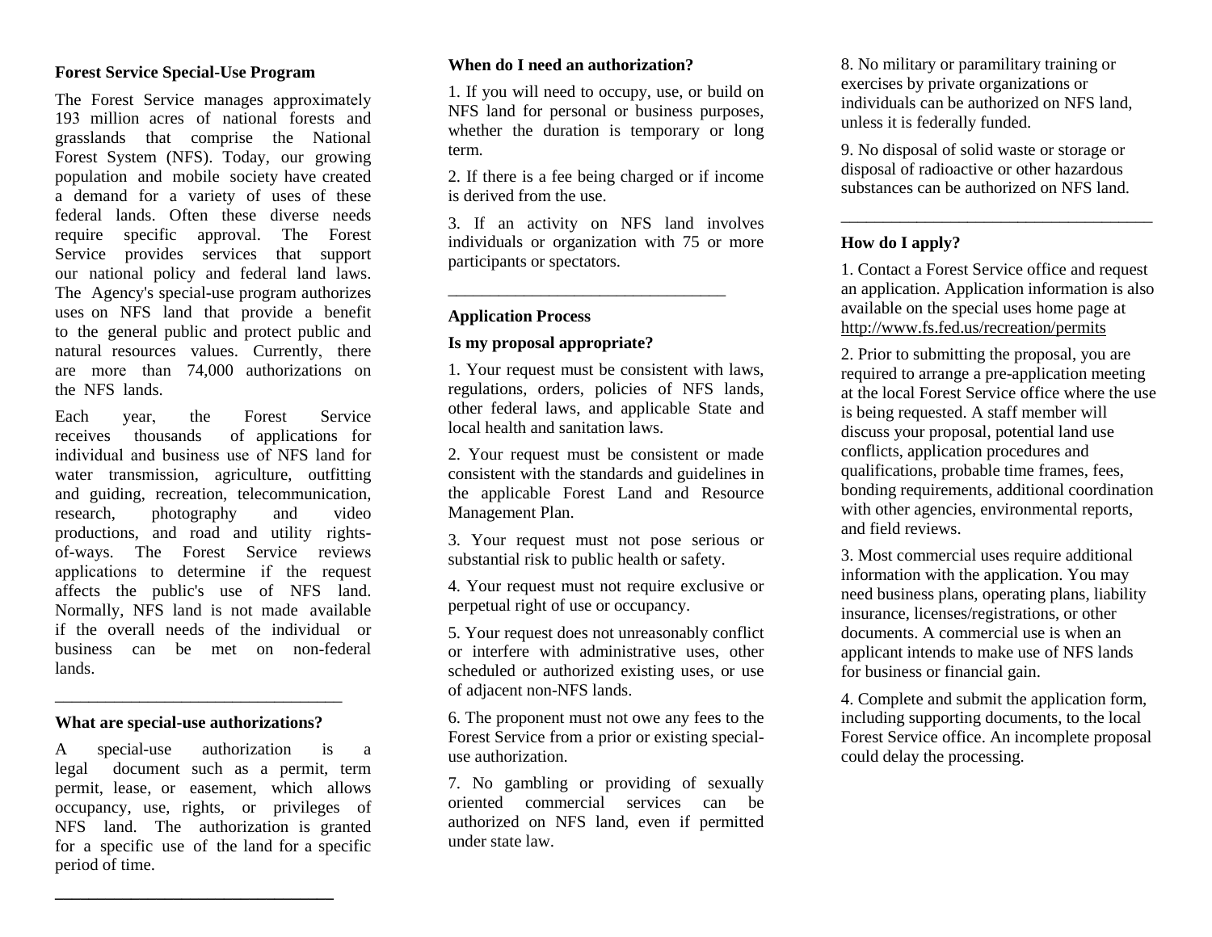## Forest Service Special-Use Program

The Forest Service manages approximately 193 million acres of national forests and grasslands that comprise the National Forest System (NFS). Today, our growing population and mobile society have created a demand for a variety of uses of these federal lands. Often these diverse needs require specific approval. The Forest Service provides services that support our national policy and federal land laws. The Agency's special-use program authorizes uses on NFS land that provide a benefit to the general public and protect public and natural resources values. Currently, there are more than 74,000 authorizations on the NFS lands.

Each year, the Forest Service receives thousands of applications for individual and business use of NFS land for water transmission, agriculture, outfitting and guiding, recreation, telecommunication, research, photography and video productions, and road and utility rights-of-ways. The Forest Service reviews applications to determine if the request affects the public's use of NFS land. Normally, NFS land is not made available if the overall needs of the individual or business can be met on non-federal lands.

---

## What are special-use authorizations?

A special-use authorization is a legal document such as a permit, term permit, lease, or easement, which allows occupancy, use, rights, or privileges of NFS land. The authorization is granted for a specific use of the land for a specific period of time.

---

## When do I need an authorization?

1. If you will need to occupy, use, or build on NFS land for personal or business purposes, whether the duration is temporary or long term.

2. If there is a fee being charged or if income is derived from the use.

3. If an activity on NFS land involves individuals or organization with 75 or more participants or spectators.

---

## Application Process

### Is my proposal appropriate?

1. Your request must be consistent with laws, regulations, orders, policies of NFS lands, other federal laws, and applicable State and local health and sanitation laws.

2. Your request must be consistent or made consistent with the standards and guidelines in the applicable Forest Land and Resource Management Plan.

3. Your request must not pose serious or substantial risk to public health or safety.

4. Your request must not require exclusive or perpetual right of use or occupancy.

5. Your request does not unreasonably conflict or interfere with administrative uses, other scheduled or authorized existing uses, or use of adjacent non-NFS lands.

6. The proponent must not owe any fees to the Forest Service from a prior or existing special-use authorization.

7. No gambling or providing of sexually oriented commercial services can be authorized on NFS land, even if permitted under state law.

8. No military or paramilitary training or exercises by private organizations or individuals can be authorized on NFS land, unless it is federally funded.

9. No disposal of solid waste or storage or disposal of radioactive or other hazardous substances can be authorized on NFS land.

---

## How do I apply?

1. Contact a Forest Service office and request an application. Application information is also available on the special uses home page at http://www.fs.fed.us/recreation/permits

2. Prior to submitting the proposal, you are required to arrange a pre-application meeting at the local Forest Service office where the use is being requested. A staff member will discuss your proposal, potential land use conflicts, application procedures and qualifications, probable time frames, fees, bonding requirements, additional coordination with other agencies, environmental reports, and field reviews.

3. Most commercial uses require additional information with the application. You may need business plans, operating plans, liability insurance, licenses/registrations, or other documents. A commercial use is when an applicant intends to make use of NFS lands for business or financial gain.

4. Complete and submit the application form, including supporting documents, to the local Forest Service office. An incomplete proposal could delay the processing.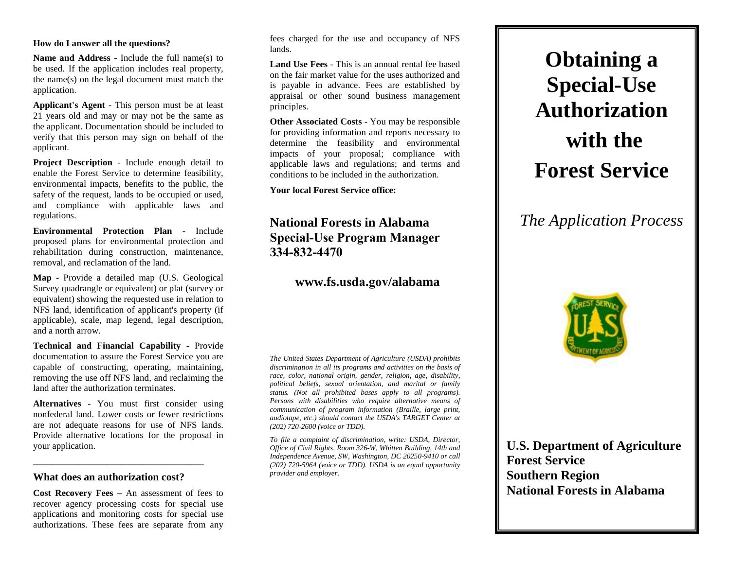**How do I answer all the questions?**

**Name and Address** - Include the full name(s) to be used. If the application includes real property, the name(s) on the legal document must match the application.

**Applicant's Agent** - This person must be at least 21 years old and may or may not be the same as the applicant. Documentation should be included to verify that this person may sign on behalf of the applicant.

**Project Description** - Include enough detail to enable the Forest Service to determine feasibility, environmental impacts, benefits to the public, the safety of the request, lands to be occupied or used, and compliance with applicable laws and regulations.

**Environmental Protection Plan** - Include proposed plans for environmental protection and rehabilitation during construction, maintenance, removal, and reclamation of the land.

**Map** - Provide a detailed map (U.S. Geological Survey quadrangle or equivalent) or plat (survey or equivalent) showing the requested use in relation to NFS land, identification of applicant's property (if applicable), scale, map legend, legal description, and a north arrow.

**Technical and Financial Capability** - Provide documentation to assure the Forest Service you are capable of constructing, operating, maintaining, removing the use off NFS land, and reclaiming the land after the authorization terminates.

**Alternatives** - You must first consider using nonfederal land. Lower costs or fewer restrictions are not adequate reasons for use of NFS lands. Provide alternative locations for the proposal in your application.

---

## What does an authorization cost?

**Cost Recovery Fees –** An assessment of fees to recover agency processing costs for special use applications and monitoring costs for special use authorizations. These fees are separate from any fees charged for the use and occupancy of NFS lands.

**Land Use Fees** - This is an annual rental fee based on the fair market value for the uses authorized and is payable in advance. Fees are established by appraisal or other sound business management principles.

**Other Associated Costs** - You may be responsible for providing information and reports necessary to determine the feasibility and environmental impacts of your proposal; compliance with applicable laws and regulations; and terms and conditions to be included in the authorization.

**Your local Forest Service office:**

**National Forests in Alabama**
**Special-Use Program Manager**
**334-832-4470**

**www.fs.usda.gov/alabama**

*The United States Department of Agriculture (USDA) prohibits discrimination in all its programs and activities on the basis of race, color, national origin, gender, religion, age, disability, political beliefs, sexual orientation, and marital or family status. (Not all prohibited bases apply to all programs). Persons with disabilities who require alternative means of communication of program information (Braille, large print, audiotape, etc.) should contact the USDA's TARGET Center at (202) 720-2600 (voice or TDD).*

*To file a complaint of discrimination, write: USDA, Director, Office of Civil Rights, Room 326-W, Whitten Building, 14th and Independence Avenue, SW, Washington, DC 20250-9410 or call (202) 720-5964 (voice or TDD). USDA is an equal opportunity provider and employer.*

# Obtaining a Special-Use Authorization with the Forest Service

*The Application Process*

**U.S. Department of Agriculture**
**Forest Service**
**Southern Region**
**National Forests in Alabama**